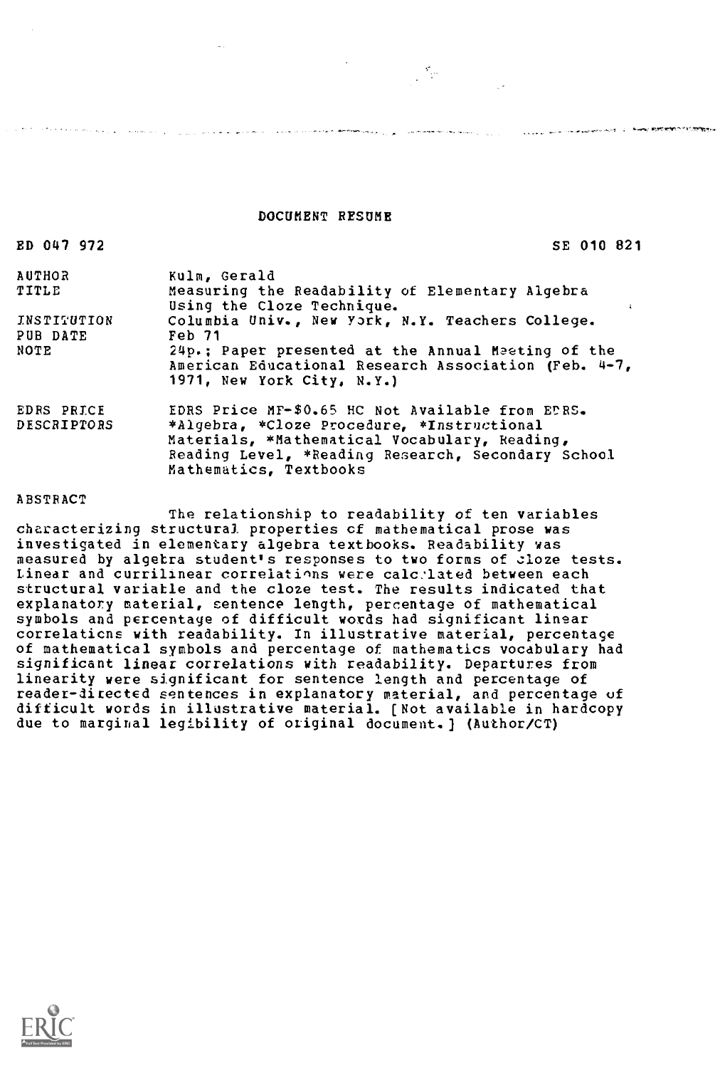# DOCUMENT RESUME

ED 047 972 SE 010 821

| | |
|---|---|
| AUTHOR | Kulm, Gerald |
| TITLE | Measuring the Readability of Elementary Algebra Using the Cloze Technique. |
| INSTITUTION | Columbia Univ., New York, N.Y. Teachers College. |
| PUB DATE | Feb 71 |
| NOTE | 24p.; Paper presented at the Annual Meeting of the American Educational Research Association (Feb. 4-7, 1971, New York City, N.Y.) |
| EDRS PRICE | EDRS Price MF-$0.65 HC Not Available from EDRS. |
| DESCRIPTORS | *Algebra, *Cloze Procedure, *Instructional Materials, *Mathematical Vocabulary, Reading, Reading Level, *Reading Research, Secondary School Mathematics, Textbooks |

ABSTRACT

The relationship to readability of ten variables characterizing structural properties of mathematical prose was investigated in elementary algebra textbooks. Readability was measured by algebra student's responses to two forms of cloze tests. Linear and curvilinear correlations were calculated between each structural variable and the cloze test. The results indicated that explanatory material, sentence length, percentage of mathematical symbols and percentage of difficult words had significant linear correlations with readability. In illustrative material, percentage of mathematical symbols and percentage of mathematics vocabulary had significant linear correlations with readability. Departures from linearity were significant for sentence length and percentage of reader-directed sentences in explanatory material, and percentage of difficult words in illustrative material. [Not available in hardcopy due to marginal legibility of original document.] (Author/CT)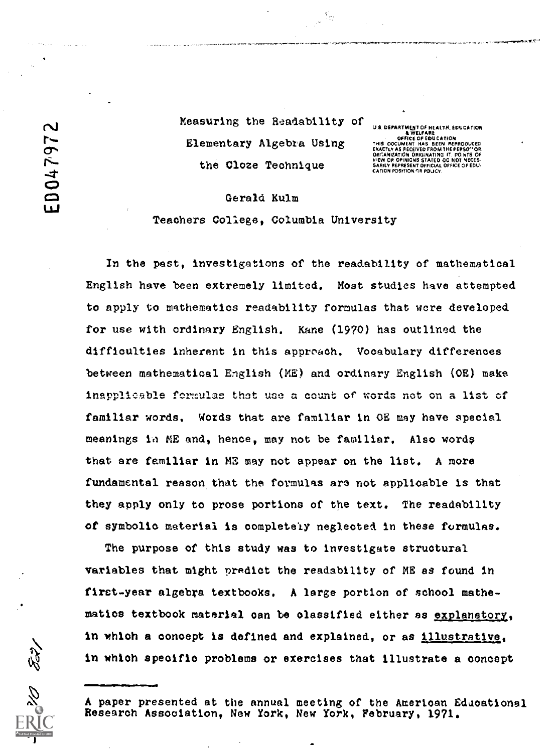# Measuring the Readability of Elementary Algebra Using the Cloze Technique

Gerald Kulm

Teachers College, Columbia University

In the past, investigations of the readability of mathematical English have been extremely limited. Most studies have attempted to apply to mathematics readability formulas that were developed for use with ordinary English. Kane (1970) has outlined the difficulties inherent in this approach. Vocabulary differences between mathematical English (ME) and ordinary English (OE) make inapplicable formulas that use a count of words not on a list of familiar words. Words that are familiar in OE may have special meanings in ME and, hence, may not be familiar. Also words that are familiar in ME may not appear on the list. A more fundamental reason that the formulas are not applicable is that they apply only to prose portions of the text. The readability of symbolic material is completely neglected in these formulas.

The purpose of this study was to investigate structural variables that might predict the readability of ME as found in first-year algebra textbooks. A large portion of school mathematics textbook material can be classified either as <u>explanatory</u>, in which a concept is defined and explained, or as <u>illustrative</u>, in which specific problems or exercises that illustrate a concept

---

A paper presented at the annual meeting of the American Educational Research Association, New York, New York, February, 1971.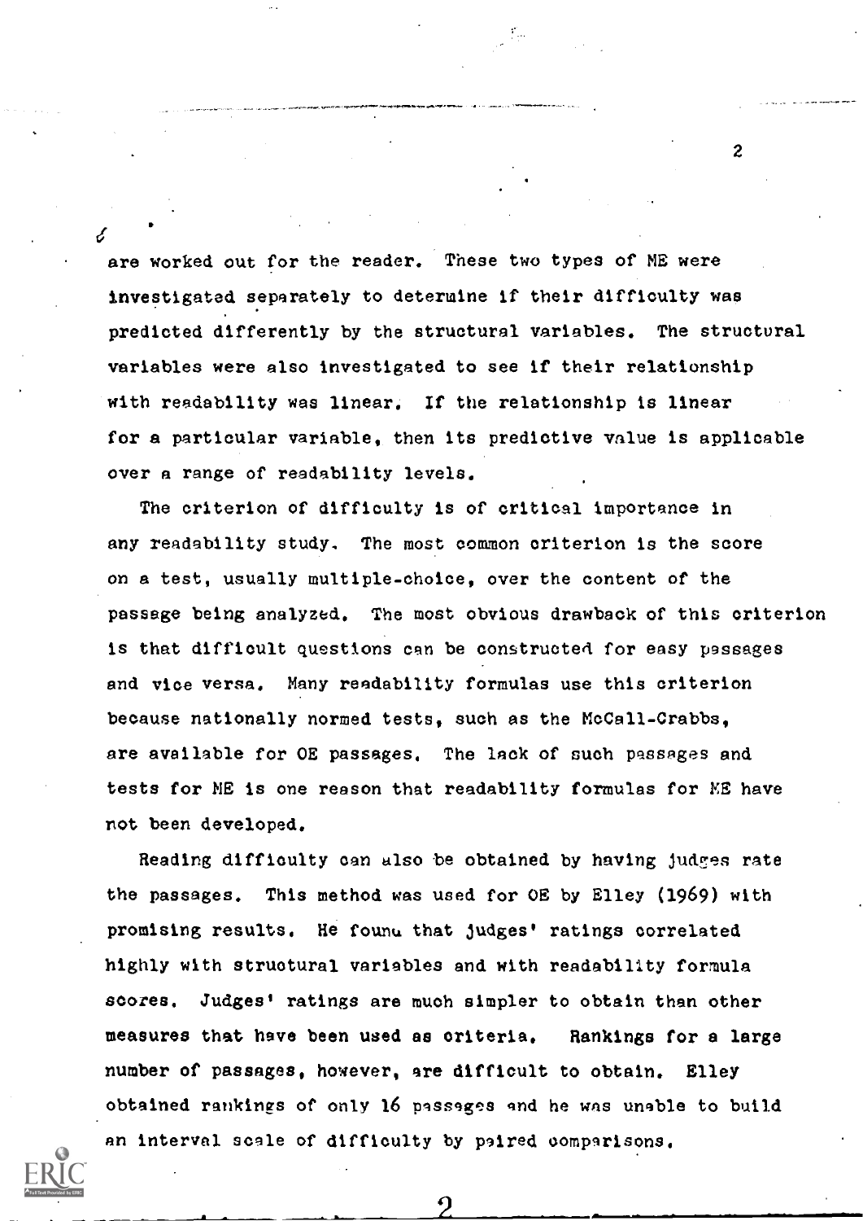are worked out for the reader. These two types of ME were investigated separately to determine if their difficulty was predicted differently by the structural variables. The structural variables were also investigated to see if their relationship with readability was linear. If the relationship is linear for a particular variable, then its predictive value is applicable over a range of readability levels.

The criterion of difficulty is of critical importance in any readability study. The most common criterion is the score on a test, usually multiple-choice, over the content of the passage being analyzed. The most obvious drawback of this criterion is that difficult questions can be constructed for easy passages and vice versa. Many readability formulas use this criterion because nationally normed tests, such as the McCall-Crabbs, are available for OE passages. The lack of such passages and tests for ME is one reason that readability formulas for ME have not been developed.

Reading difficulty can also be obtained by having judges rate the passages. This method was used for OE by Elley (1969) with promising results. He found that judges' ratings correlated highly with structural variables and with readability formula scores. Judges' ratings are much simpler to obtain than other measures that have been used as criteria. Rankings for a large number of passages, however, are difficult to obtain. Elley obtained rankings of only 16 passages and he was unable to build an interval scale of difficulty by paired comparisons.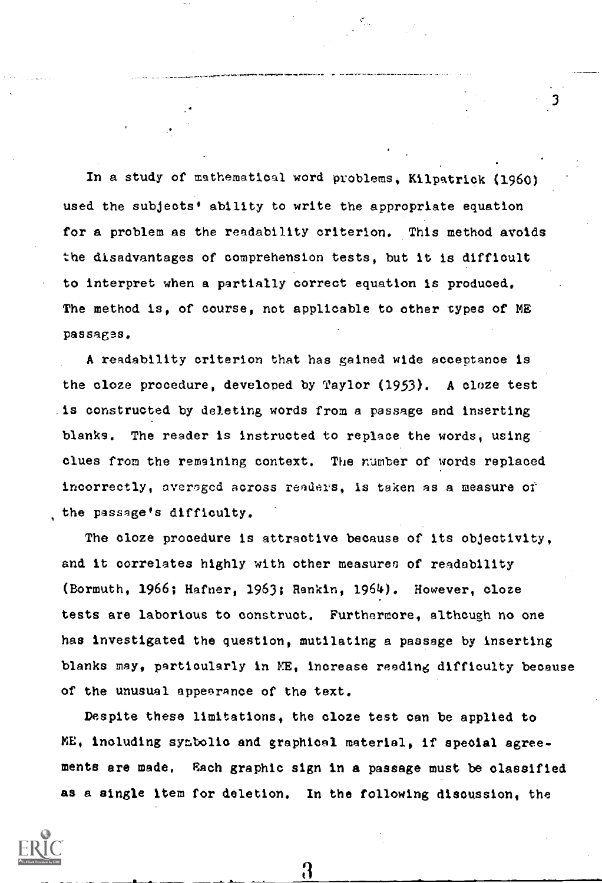In a study of mathematical word problems, Kilpatrick (1960) used the subjects' ability to write the appropriate equation for a problem as the readability criterion. This method avoids the disadvantages of comprehension tests, but it is difficult to interpret when a partially correct equation is produced. The method is, of course, not applicable to other types of ME passages.

A readability criterion that has gained wide acceptance is the cloze procedure, developed by Taylor (1953). A cloze test is constructed by deleting words from a passage and inserting blanks. The reader is instructed to replace the words, using clues from the remaining context. The number of words replaced incorrectly, averaged across readers, is taken as a measure of the passage's difficulty.

The cloze procedure is attractive because of its objectivity, and it correlates highly with other measures of readability (Bormuth, 1966; Hafner, 1963; Rankin, 1964). However, cloze tests are laborious to construct. Furthermore, although no one has investigated the question, mutilating a passage by inserting blanks may, particularly in ME, increase reading difficulty because of the unusual appearance of the text.

Despite these limitations, the cloze test can be applied to ME, including symbolic and graphical material, if special agreements are made. Each graphic sign in a passage must be classified as a single item for deletion. In the following discussion, the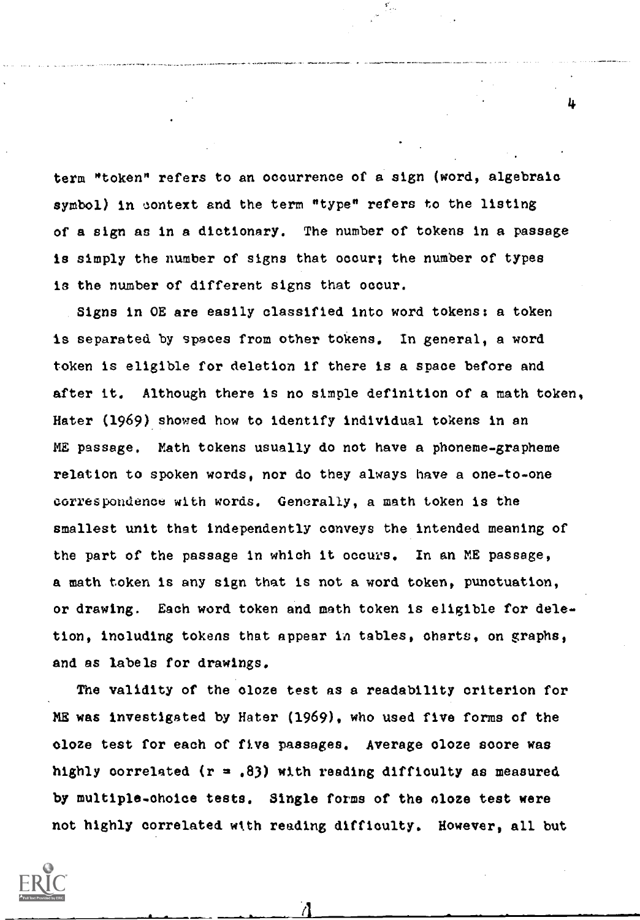term "token" refers to an occurrence of a sign (word, algebraic symbol) in context and the term "type" refers to the listing of a sign as in a dictionary. The number of tokens in a passage is simply the number of signs that occur; the number of types is the number of different signs that occur.

Signs in OE are easily classified into word tokens: a token is separated by spaces from other tokens. In general, a word token is eligible for deletion if there is a space before and after it. Although there is no simple definition of a math token, Hater (1969) showed how to identify individual tokens in an ME passage. Math tokens usually do not have a phoneme-grapheme relation to spoken words, nor do they always have a one-to-one correspondence with words. Generally, a math token is the smallest unit that independently conveys the intended meaning of the part of the passage in which it occurs. In an ME passage, a math token is any sign that is not a word token, punctuation, or drawing. Each word token and math token is eligible for deletion, including tokens that appear in tables, charts, on graphs, and as labels for drawings.

The validity of the cloze test as a readability criterion for ME was investigated by Hater (1969), who used five forms of the cloze test for each of five passages. Average cloze score was highly correlated ($r = .83$) with reading difficulty as measured by multiple-choice tests. Single forms of the cloze test were not highly correlated with reading difficulty. However, all but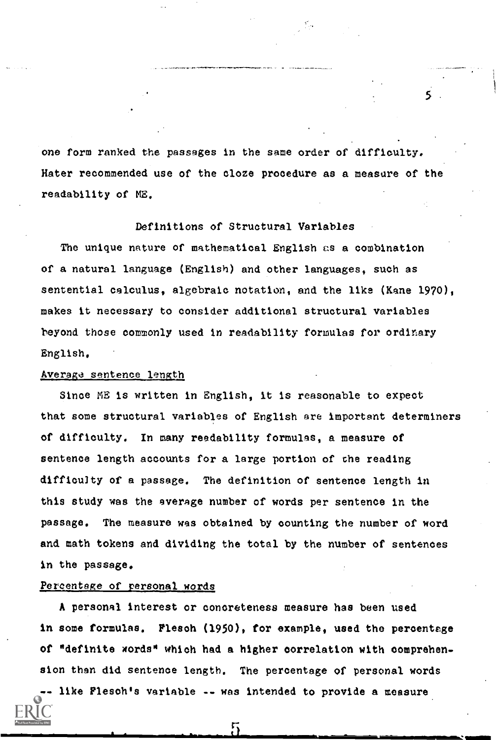one form ranked the passages in the same order of difficulty. Hater recommended use of the cloze procedure as a measure of the readability of ME.

## Definitions of Structural Variables

The unique nature of mathematical English as a combination of a natural language (English) and other languages, such as sentential calculus, algebraic notation, and the like (Kane 1970), makes it necessary to consider additional structural variables beyond those commonly used in readability formulas for ordinary English.

### Average sentence length

Since ME is written in English, it is reasonable to expect that some structural variables of English are important determiners of difficulty. In many readability formulas, a measure of sentence length accounts for a large portion of the reading difficulty of a passage. The definition of sentence length in this study was the average number of words per sentence in the passage. The measure was obtained by counting the number of word and math tokens and dividing the total by the number of sentences in the passage.

### Percentage of personal words

A personal interest or concreteness measure has been used in some formulas. Flesch (1950), for example, used the percentage of "definite words" which had a higher correlation with comprehension than did sentence length. The percentage of personal words -- like Flesch's variable -- was intended to provide a measure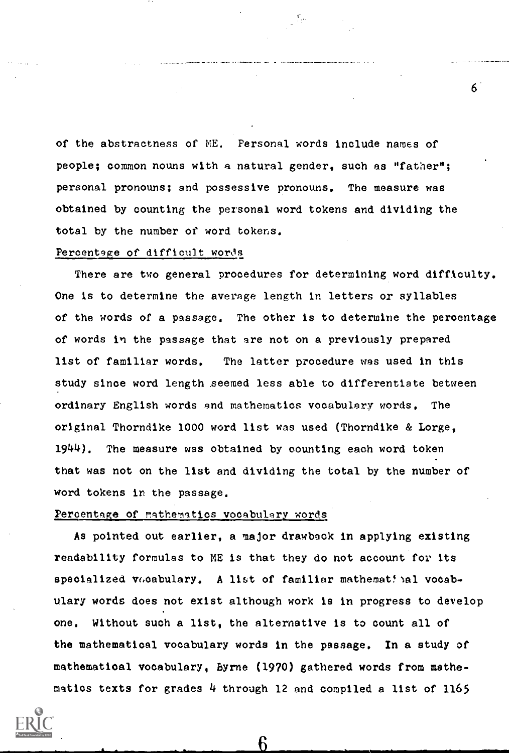of the abstractness of ME. Personal words include names of people; common nouns with a natural gender, such as "father"; personal pronouns; and possessive pronouns. The measure was obtained by counting the personal word tokens and dividing the total by the number of word tokens.

## Percentage of difficult words

There are two general procedures for determining word difficulty. One is to determine the average length in letters or syllables of the words of a passage. The other is to determine the percentage of words in the passage that are not on a previously prepared list of familiar words. The latter procedure was used in this study since word length seemed less able to differentiate between ordinary English words and mathematics vocabulary words. The original Thorndike 1000 word list was used (Thorndike & Lorge, 1944). The measure was obtained by counting each word token that was not on the list and dividing the total by the number of word tokens in the passage.

## Percentage of mathematics vocabulary words

As pointed out earlier, a major drawback in applying existing readability formulas to ME is that they do not account for its specialized vocabulary. A list of familiar mathematical vocabulary words does not exist although work is in progress to develop one. Without such a list, the alternative is to count all of the mathematical vocabulary words in the passage. In a study of mathematical vocabulary, Byrne (1970) gathered words from mathematics texts for grades 4 through 12 and compiled a list of 1165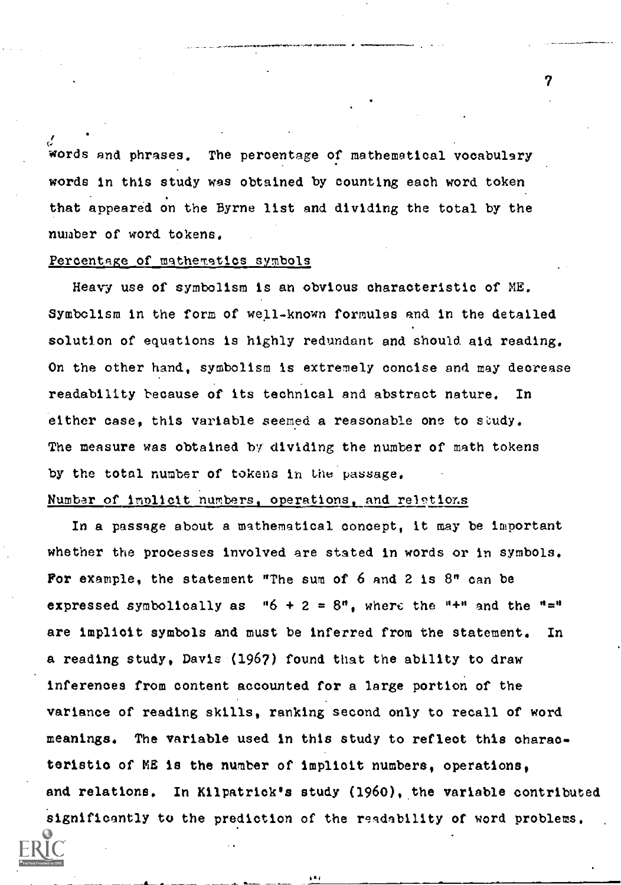words and phrases. The percentage of mathematical vocabulary words in this study was obtained by counting each word token that appeared on the Byrne list and dividing the total by the number of word tokens.

### Percentage of mathematics symbols

Heavy use of symbolism is an obvious characteristic of ME. Symbolism in the form of well-known formulas and in the detailed solution of equations is highly redundant and should aid reading. On the other hand, symbolism is extremely concise and may decrease readability because of its technical and abstract nature. In either case, this variable seemed a reasonable one to study. The measure was obtained by dividing the number of math tokens by the total number of tokens in the passage.

### Number of implicit numbers, operations, and relations

In a passage about a mathematical concept, it may be important whether the processes involved are stated in words or in symbols. For example, the statement "The sum of 6 and 2 is 8" can be expressed symbolically as "$6 + 2 = 8$", where the "+" and the "=" are implicit symbols and must be inferred from the statement. In a reading study, Davis (1967) found that the ability to draw inferences from content accounted for a large portion of the variance of reading skills, ranking second only to recall of word meanings. The variable used in this study to reflect this characteristic of ME is the number of implicit numbers, operations, and relations. In Kilpatrick's study (1960), the variable contributed significantly to the prediction of the readability of word problems.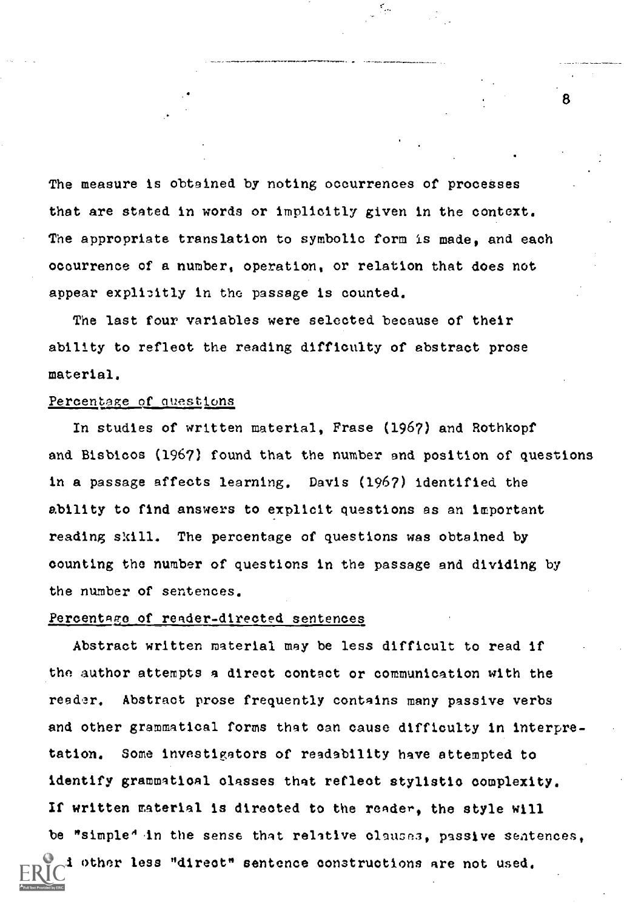The measure is obtained by noting occurrences of processes that are stated in words or implicitly given in the context. The appropriate translation to symbolic form is made, and each occurrence of a number, operation, or relation that does not appear explicitly in the passage is counted.

The last four variables were selected because of their ability to reflect the reading difficulty of abstract prose material.

Percentage of questions

In studies of written material, Frase (1967) and Rothkopf and Bisbicos (1967) found that the number and position of questions in a passage affects learning. Davis (1967) identified the ability to find answers to explicit questions as an important reading skill. The percentage of questions was obtained by counting the number of questions in the passage and dividing by the number of sentences.

Percentage of reader-directed sentences

Abstract written material may be less difficult to read if the author attempts a direct contact or communication with the reader. Abstract prose frequently contains many passive verbs and other grammatical forms that can cause difficulty in interpretation. Some investigators of readability have attempted to identify grammatical classes that reflect stylistic complexity. If written material is directed to the reader, the style will be "simple" in the sense that relative clauses, passive sentences, and other less "direct" sentence constructions are not used.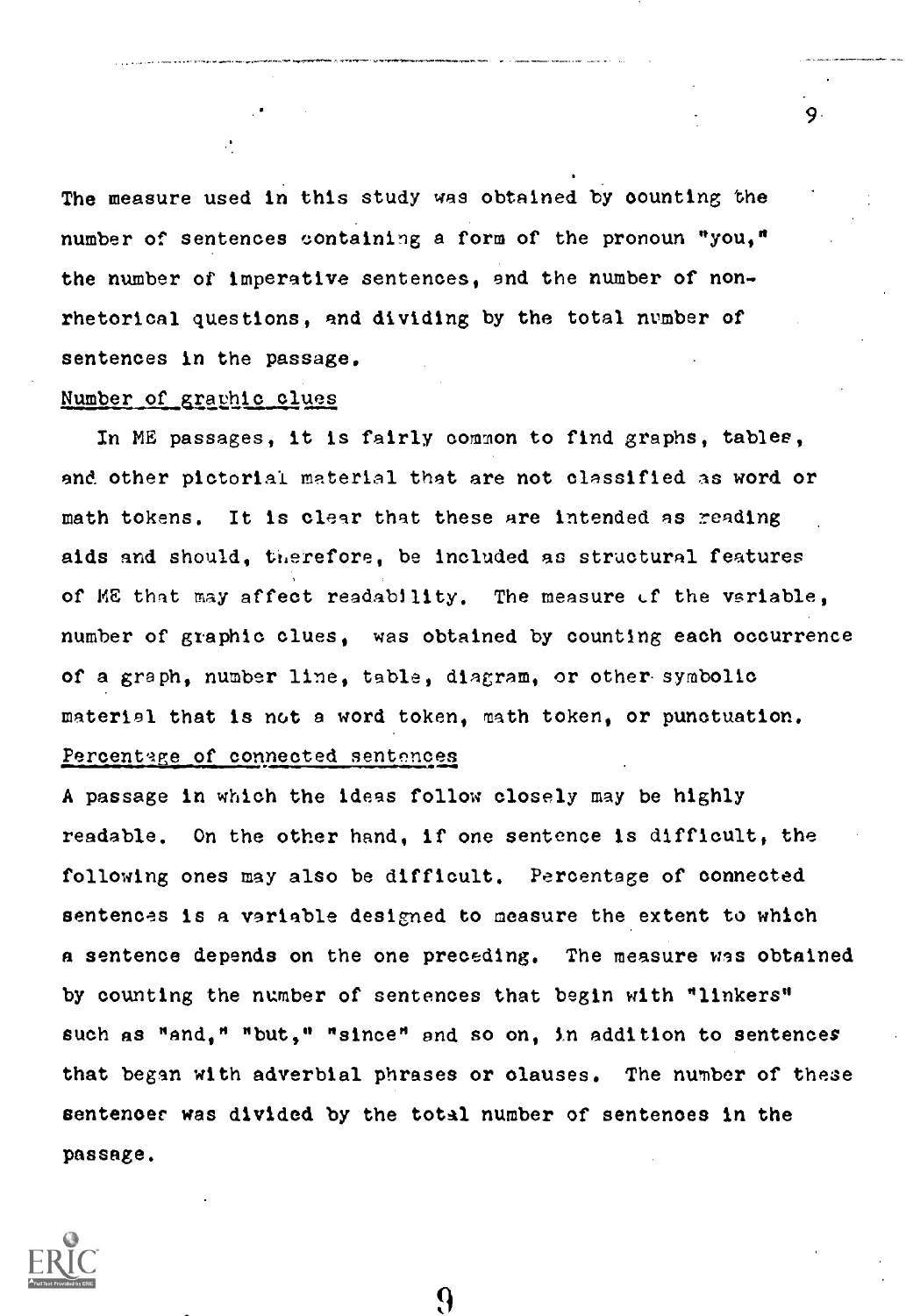The measure used in this study was obtained by counting the number of sentences containing a form of the pronoun "you," the number of imperative sentences, and the number of non-rhetorical questions, and dividing by the total number of sentences in the passage.

Number of graphic clues

In ME passages, it is fairly common to find graphs, tables, and other pictorial material that are not classified as word or math tokens. It is clear that these are intended as reading aids and should, therefore, be included as structural features of ME that may affect readability. The measure of the variable, number of graphic clues, was obtained by counting each occurrence of a graph, number line, table, diagram, or other symbolic material that is not a word token, math token, or punctuation.

Percentage of connected sentences

A passage in which the ideas follow closely may be highly readable. On the other hand, if one sentence is difficult, the following ones may also be difficult. Percentage of connected sentences is a variable designed to measure the extent to which a sentence depends on the one preceding. The measure was obtained by counting the number of sentences that begin with "linkers" such as "and," "but," "since" and so on, in addition to sentences that began with adverbial phrases or clauses. The number of these sentences was divided by the total number of sentences in the passage.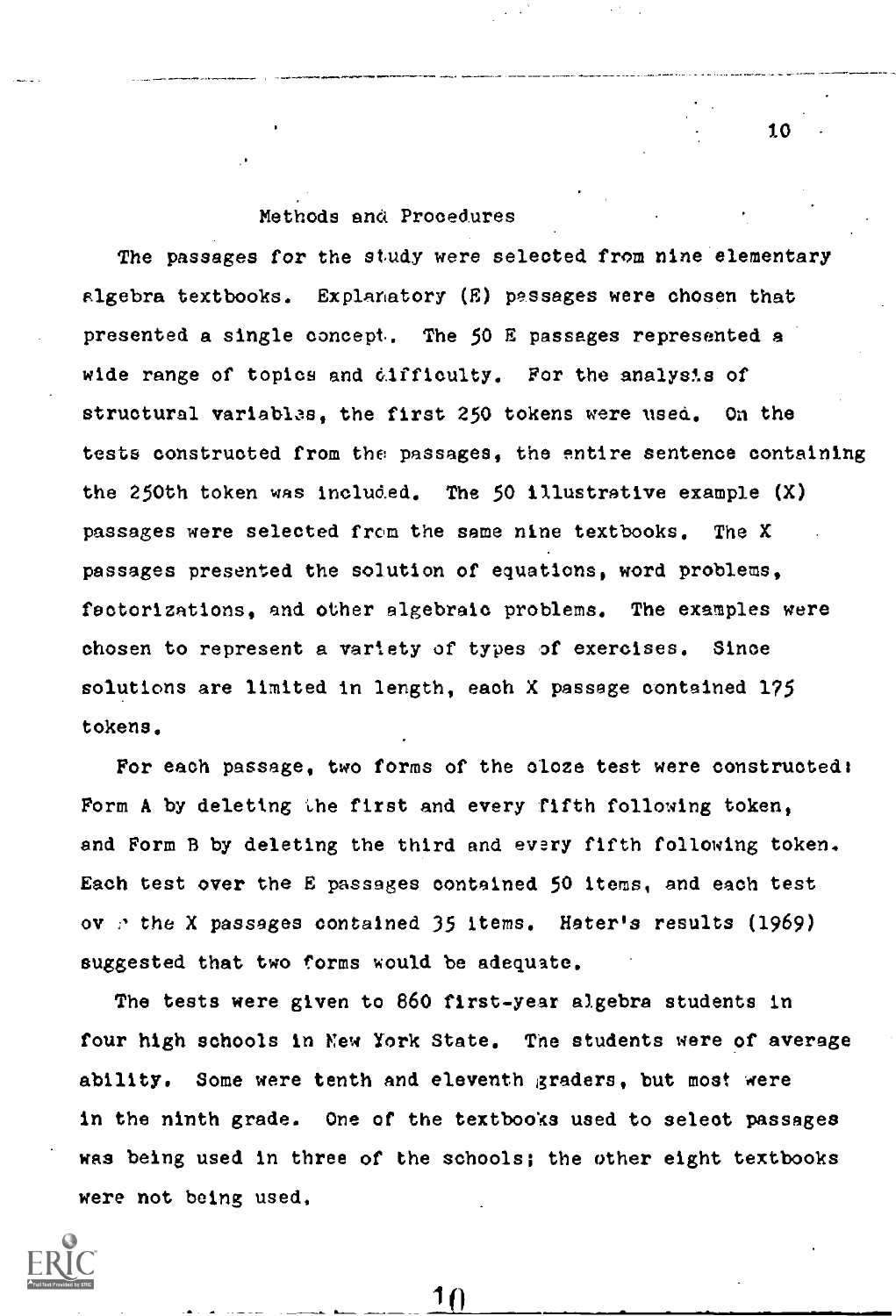## Methods and Procedures

The passages for the study were selected from nine elementary algebra textbooks. Explanatory (E) passages were chosen that presented a single concept. The 50 E passages represented a wide range of topics and difficulty. For the analysis of structural variables, the first 250 tokens were used. On the tests constructed from the passages, the entire sentence containing the 250th token was included. The 50 illustrative example (X) passages were selected from the same nine textbooks. The X passages presented the solution of equations, word problems, factorizations, and other algebraic problems. The examples were chosen to represent a variety of types of exercises. Since solutions are limited in length, each X passage contained 175 tokens.

For each passage, two forms of the cloze test were constructed: Form A by deleting the first and every fifth following token, and Form B by deleting the third and every fifth following token. Each test over the E passages contained 50 items, and each test over the X passages contained 35 items. Hater's results (1969) suggested that two forms would be adequate.

The tests were given to 860 first-year algebra students in four high schools in New York State. The students were of average ability. Some were tenth and eleventh graders, but most were in the ninth grade. One of the textbooks used to select passages was being used in three of the schools; the other eight textbooks were not being used.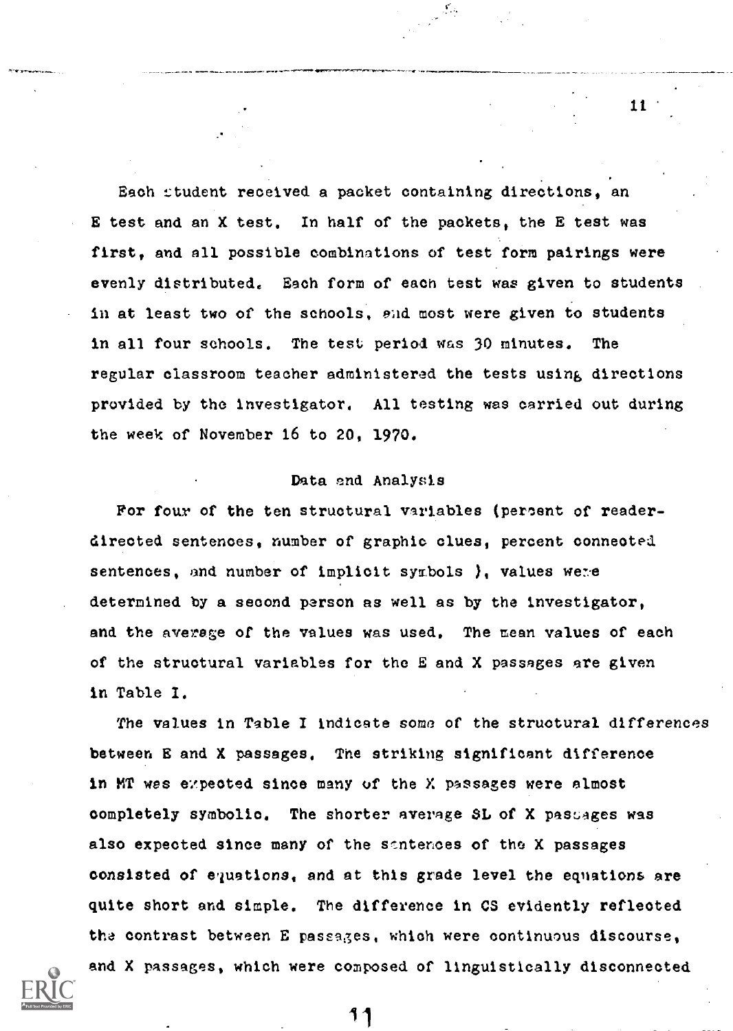Each student received a packet containing directions, an E test and an X test. In half of the packets, the E test was first, and all possible combinations of test form pairings were evenly distributed. Each form of each test was given to students in at least two of the schools, and most were given to students in all four schools. The test period was 30 minutes. The regular classroom teacher administered the tests using directions provided by the investigator. All testing was carried out during the week of November 16 to 20, 1970.

## Data and Analysis

For four of the ten structural variables (percent of reader-directed sentences, number of graphic clues, percent connected sentences, and number of implicit symbols ), values were determined by a second person as well as by the investigator, and the average of the values was used. The mean values of each of the structural variables for the E and X passages are given in Table I.

The values in Table I indicate some of the structural differences between E and X passages. The striking significant difference in MT was expected since many of the X passages were almost completely symbolic. The shorter average SL of X passages was also expected since many of the sentences of the X passages consisted of equations, and at this grade level the equations are quite short and simple. The difference in CS evidently reflected the contrast between E passages, which were continuous discourse, and X passages, which were composed of linguistically disconnected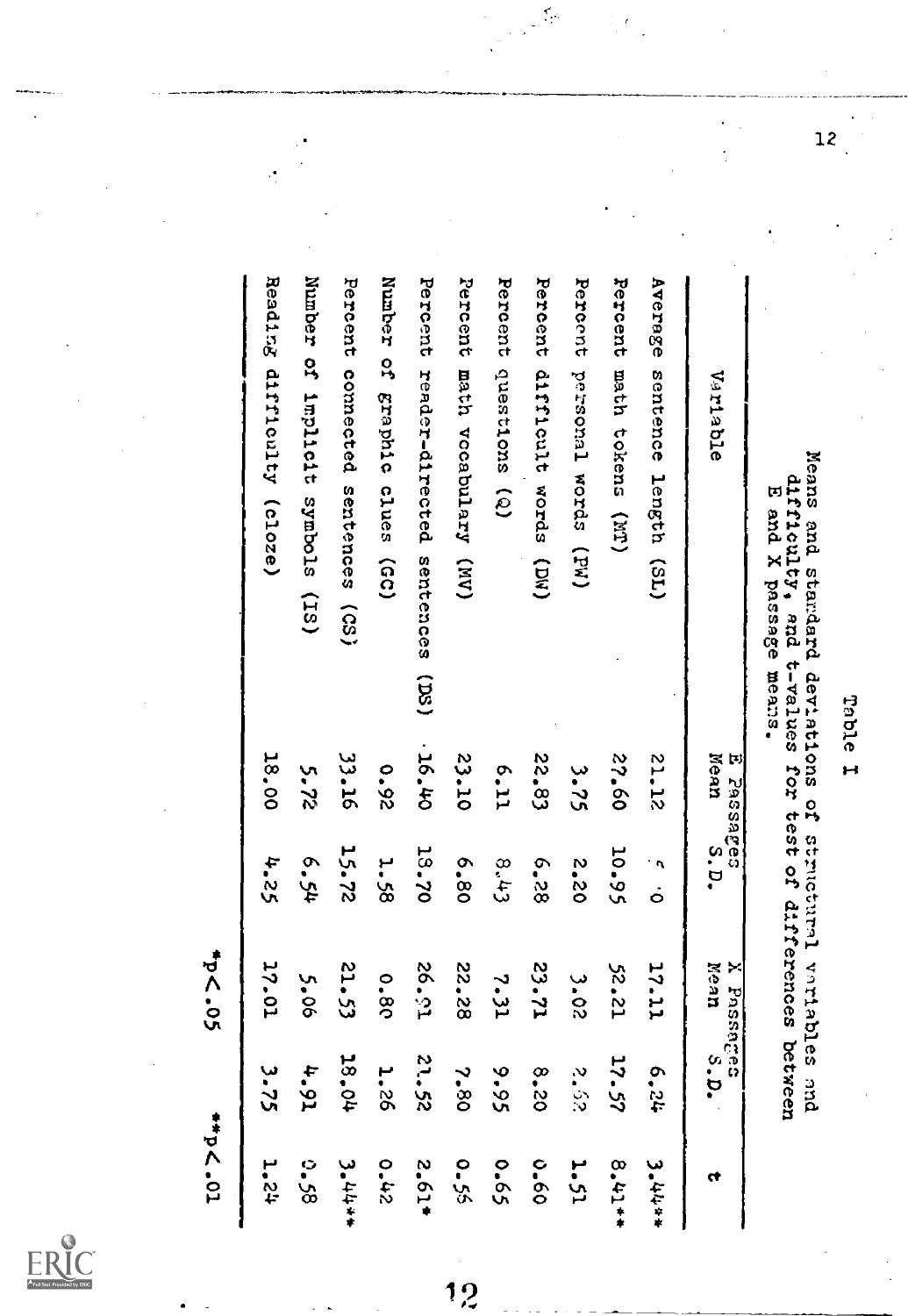Table I

Means and standard deviations of structural variables and difficulty, and t-values for test of differences between E and X passage means.

| Variable | E Passages Mean | E Passages S.D. | X Passages Mean | X Passages S.D. | t |
|---|---|---|---|---|---|
| Average sentence length (SL) | 21.12 | 5.0 | 17.11 | 6.24 | 3.44** |
| Percent math tokens (MT) | 27.60 | 10.95 | 52.21 | 17.57 | 8.41** |
| Percent personal words (PW) | 3.75 | 2.20 | 3.02 | 2.52 | 1.51 |
| Percent difficult words (DW) | 22.83 | 6.28 | 23.71 | 8.20 | 0.60 |
| Percent questions (Q) | 6.11 | 8.43 | 7.31 | 9.95 | 0.65 |
| Percent math vocabulary (MV) | 23.10 | 6.80 | 22.28 | 7.80 | 0.55 |
| Percent reader-directed sentences (DS) | 16.40 | 18.70 | 26.91 | 21.52 | 2.61* |
| Number of graphic clues (GC) | 0.92 | 1.58 | 0.80 | 1.26 | 0.42 |
| Percent connected sentences (CS) | 33.16 | 15.72 | 21.53 | 18.04 | 3.44** |
| Number of implicit symbols (IS) | 5.72 | 6.54 | 5.06 | 4.91 | 0.58 |
| Reading difficulty (cloze) | 18.00 | 4.25 | 17.01 | 3.75 | 1.24 |

$*p<.05$ $**p<.01$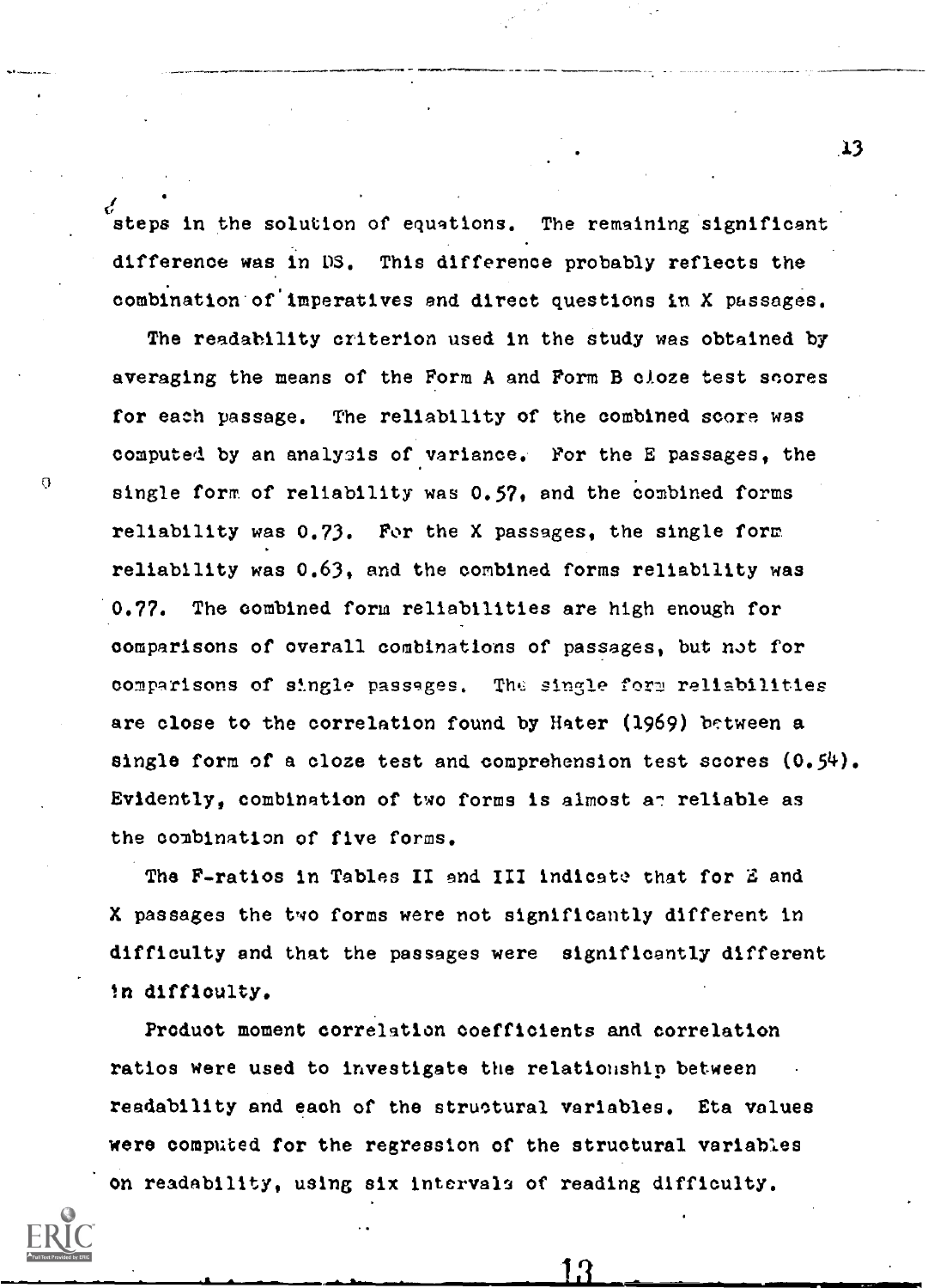steps in the solution of equations. The remaining significant difference was in DS. This difference probably reflects the combination of imperatives and direct questions in X passages.

The readability criterion used in the study was obtained by averaging the means of the Form A and Form B cloze test scores for each passage. The reliability of the combined score was computed by an analysis of variance. For the E passages, the single form of reliability was 0.57, and the combined forms reliability was 0.73. For the X passages, the single form reliability was 0.63, and the combined forms reliability was 0.77. The combined form reliabilities are high enough for comparisons of overall combinations of passages, but not for comparisons of single passages. The single form reliabilities are close to the correlation found by Hater (1969) between a single form of a cloze test and comprehension test scores (0.54). Evidently, combination of two forms is almost as reliable as the combination of five forms.

The F-ratios in Tables II and III indicate that for E and X passages the two forms were not significantly different in difficulty and that the passages were significantly different in difficulty.

Product moment correlation coefficients and correlation ratios were used to investigate the relationship between readability and each of the structural variables. Eta values were computed for the regression of the structural variables on readability, using six intervals of reading difficulty.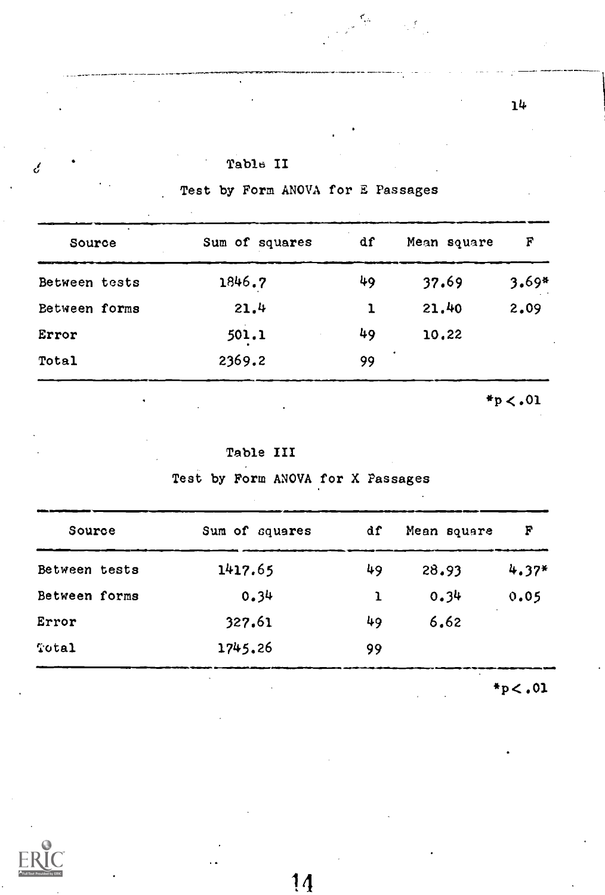Table II

Test by Form ANOVA for E Passages

| Source | Sum of squares | df | Mean square | F |
|---|---|---|---|---|
| Between tests | 1846.7 | 49 | 37.69 | 3.69* |
| Between forms | 21.4 | 1 | 21.40 | 2.09 |
| Error | 501.1 | 49 | 10.22 | |
| Total | 2369.2 | 99 | | |

*$p < .01$

Table III

Test by Form ANOVA for X Passages

| Source | Sum of squares | df | Mean square | F |
|---|---|---|---|---|
| Between tests | 1417.65 | 49 | 28.93 | 4.37* |
| Between forms | 0.34 | 1 | 0.34 | 0.05 |
| Error | 327.61 | 49 | 6.62 | |
| Total | 1745.26 | 99 | | |

*$p < .01$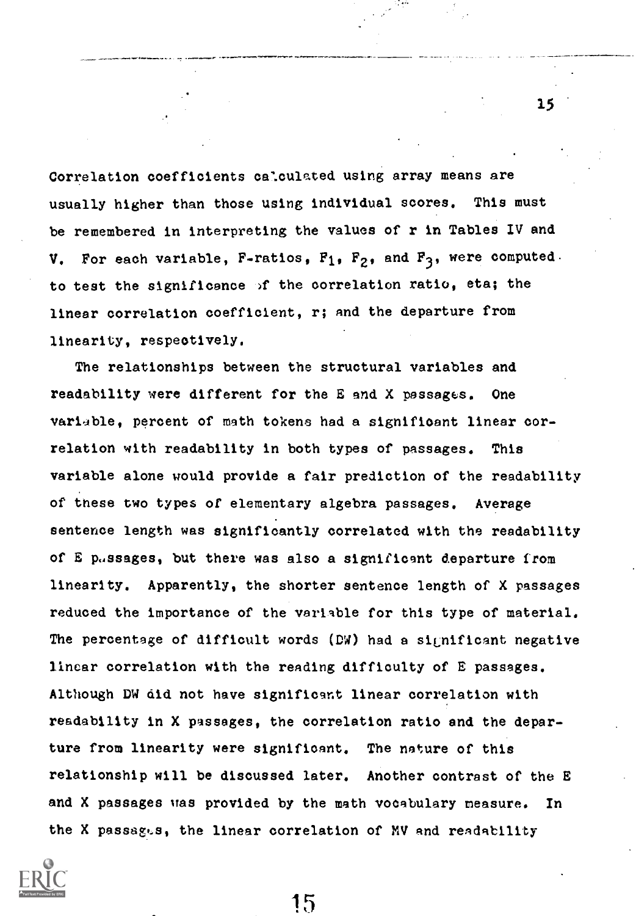Correlation coefficients calculated using array means are usually higher than those using individual scores. This must be remembered in interpreting the values of r in Tables IV and V. For each variable, F-ratios, $F_1$, $F_2$, and $F_3$, were computed to test the significance of the correlation ratio, eta; the linear correlation coefficient, r; and the departure from linearity, respectively.

The relationships between the structural variables and readability were different for the E and X passages. One variable, percent of math tokens had a significant linear correlation with readability in both types of passages. This variable alone would provide a fair prediction of the readability of these two types of elementary algebra passages. Average sentence length was significantly correlated with the readability of E passages, but there was also a significant departure from linearity. Apparently, the shorter sentence length of X passages reduced the importance of the variable for this type of material. The percentage of difficult words (DW) had a significant negative linear correlation with the reading difficulty of E passages. Although DW did not have significant linear correlation with readability in X passages, the correlation ratio and the departure from linearity were significant. The nature of this relationship will be discussed later. Another contrast of the E and X passages was provided by the math vocabulary measure. In the X passages, the linear correlation of MV and readability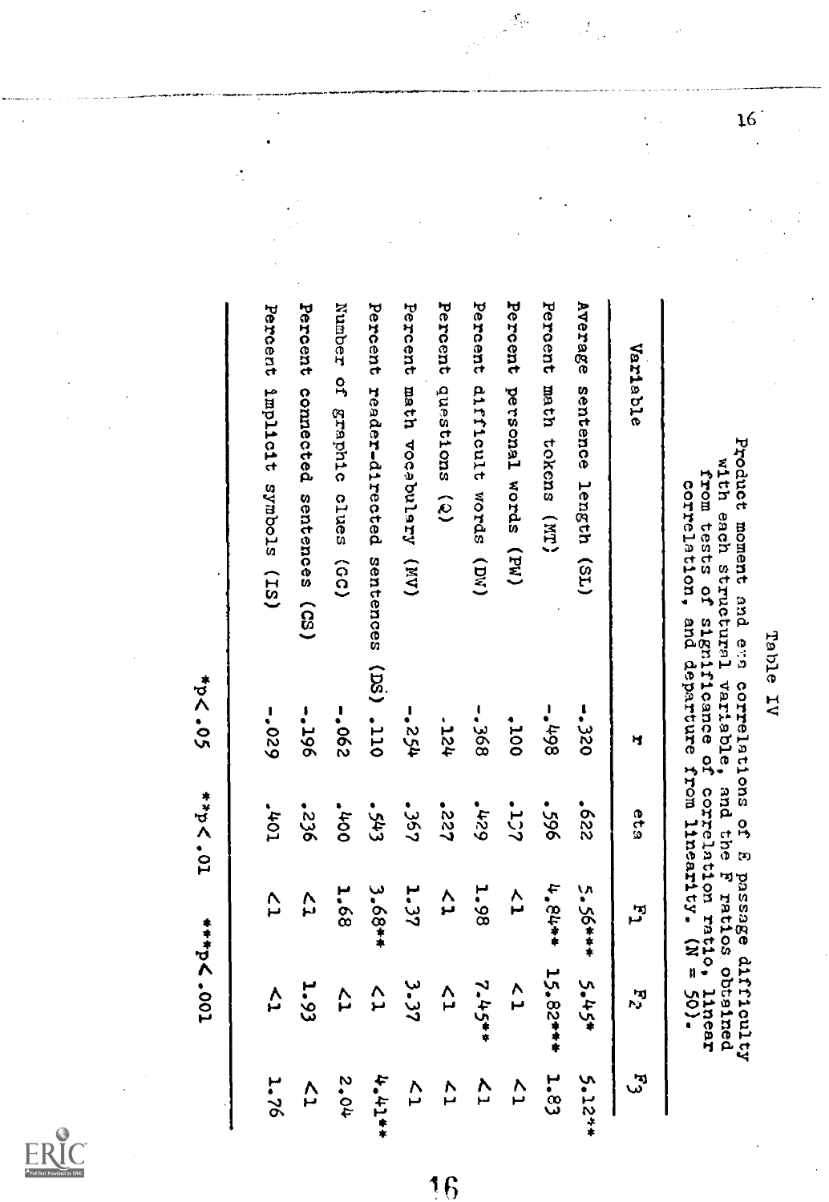Table IV

Product moment and eta correlations of E passage difficulty with each structural variable, and the F ratios obtained from tests of significance of correlation ratio, linear correlation, and departure from linearity. (N = 50).

| Variable | r | eta | $F_1$ | $F_2$ | $F_3$ |
|---|---|---|---|---|---|
| Average sentence length (SL) | -.320 | .622 | 5.56*** | 5.45* | 5.12** |
| Percent math tokens (MT) | -.498 | .596 | 4.84** | 15.82*** | 1.83 |
| Percent personal words (PW) | .100 | .157 | <1 | <1 | <1 |
| Percent difficult words (DW) | -.368 | .429 | 1.98 | 7.45** | <1 |
| Percent questions (Q) | .124 | .227 | <1 | <1 | <1 |
| Percent math vocabulary (MV) | -.254 | .367 | 1.37 | 3.37 | <1 |
| Percent reader-directed sentences (DS) | .110 | .543 | 3.68** | <1 | 4.41** |
| Number of graphic clues (GC) | -.062 | .400 | 1.68 | <1 | 2.04 |
| Percent connected sentences (CS) | -.196 | .236 | <1 | 1.93 | <1 |
| Percent implicit symbols (IS) | -.029 | .401 | <1 | <1 | 1.76 |

$*p < .05$ $**p < .01$ $***p < .001$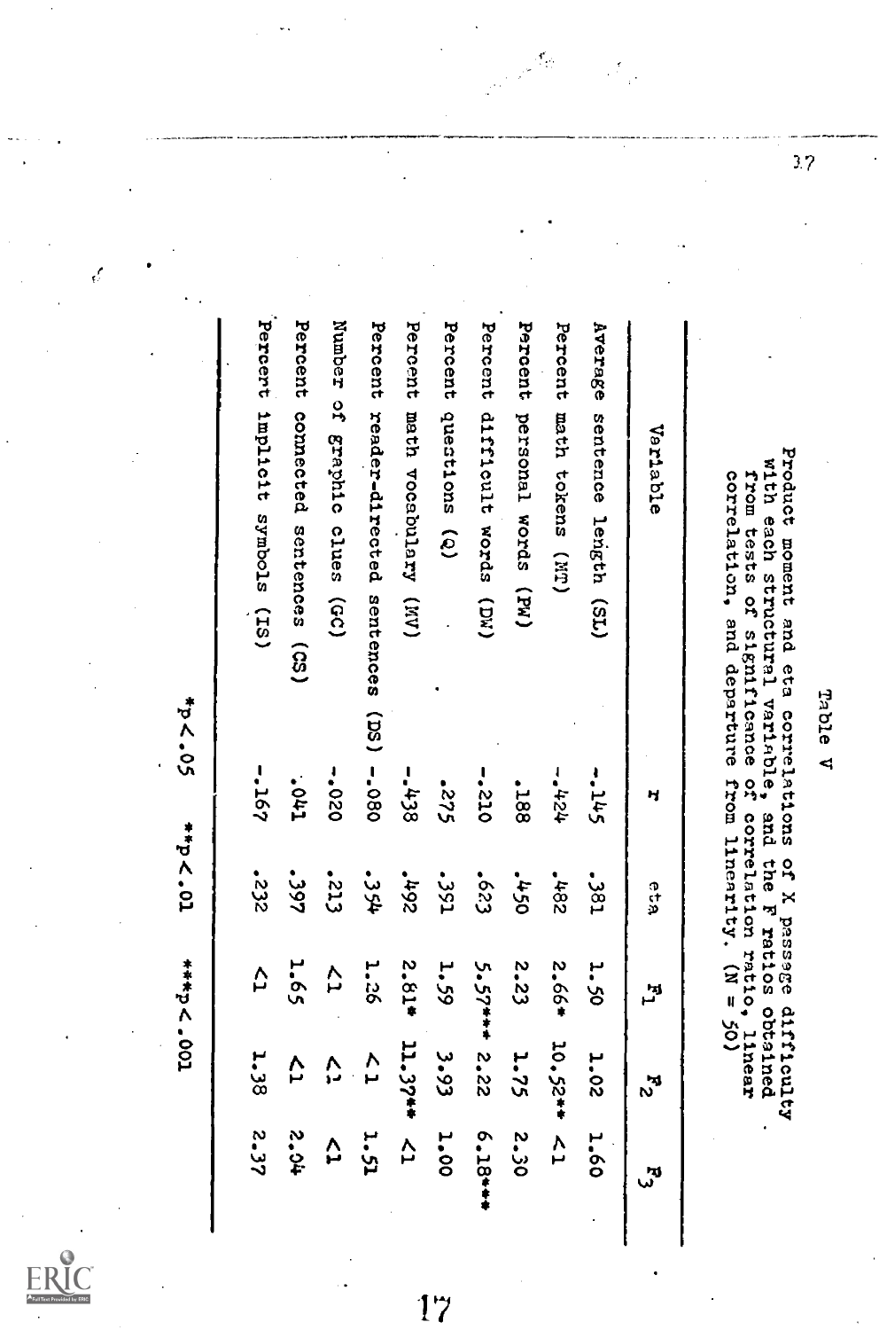Table V

Product moment and eta correlations of X passage difficulty with each structural variable, and the F ratios obtained from tests of significance of correlation ratio, linear correlation, and departure from linearity. (N = 50)

| Variable | r | eta | $F_1$ | $F_2$ | $F_3$ |
|---|---|---|---|---|---|
| Average sentence length (SL) | -.145 | .381 | 1.50 | 1.02 | 1.60 |
| Percent math tokens (MT) | -.424 | .482 | 2.66* | 10.52** | <1 |
| Percent personal words (PW) | .188 | .450 | 2.23 | 1.75 | 2.30 |
| Percent difficult words (DW) | -.210 | .623 | 5.57*** | 2.22 | 6.18*** |
| Percent questions (Q) | .275 | .351 | 1.59 | 3.93 | 1.00 |
| Percent math vocabulary (MV) | -.438 | .492 | 2.81* | 11.37** | <1 |
| Percent reader-directed sentences (DS) | -.080 | .354 | 1.26 | <1 | 1.51 |
| Number of graphic clues (GC) | -.020 | .213 | <1 | <1 | <1 |
| Percent connected sentences (CS) | .041 | .397 | 1.65 | <1 | 2.04 |
| Percent implicit symbols (IS) | -.167 | .232 | <1 | 1.38 | 2.37 |

$*p < .05$ $**p < .01$ $***p < .001$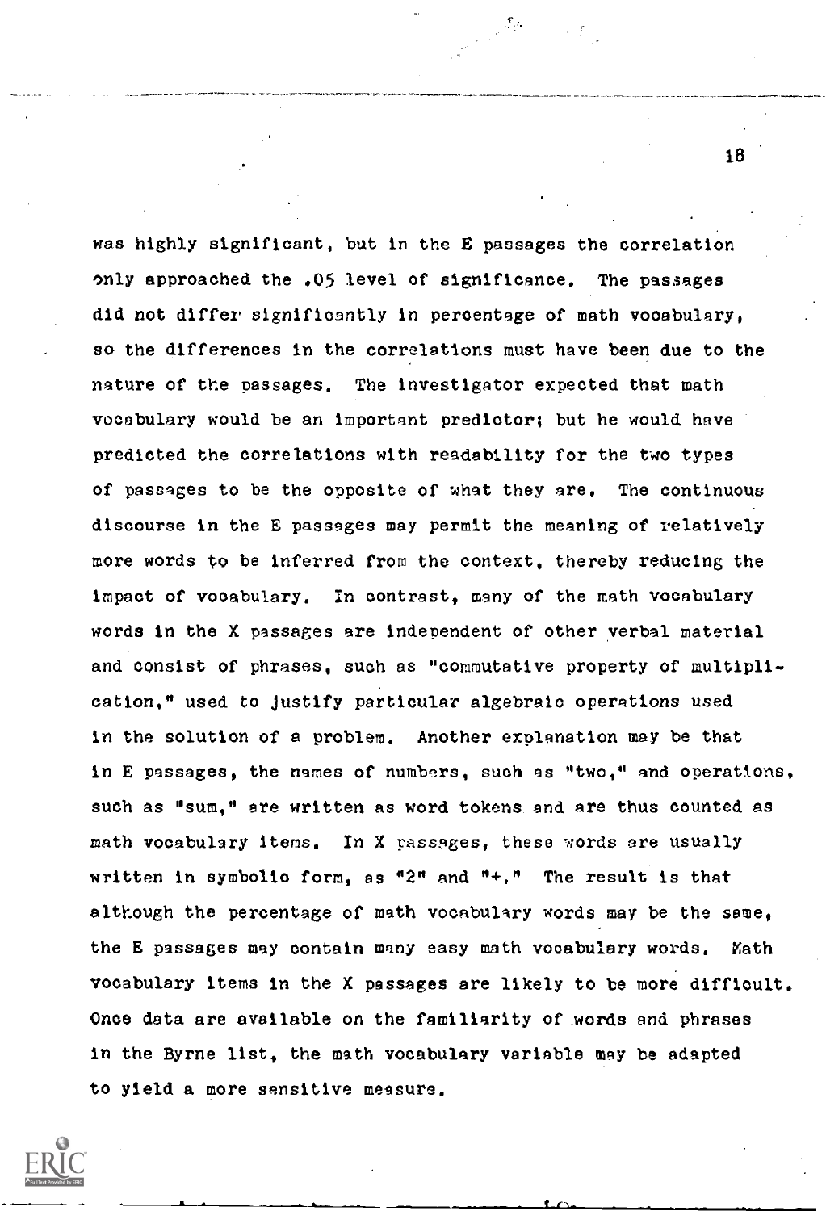was highly significant, but in the E passages the correlation only approached the .05 level of significance. The passages did not differ significantly in percentage of math vocabulary, so the differences in the correlations must have been due to the nature of the passages. The investigator expected that math vocabulary would be an important predictor; but he would have predicted the correlations with readability for the two types of passages to be the opposite of what they are. The continuous discourse in the E passages may permit the meaning of relatively more words to be inferred from the context, thereby reducing the impact of vocabulary. In contrast, many of the math vocabulary words in the X passages are independent of other verbal material and consist of phrases, such as "commutative property of multiplication," used to justify particular algebraic operations used in the solution of a problem. Another explanation may be that in E passages, the names of numbers, such as "two," and operations, such as "sum," are written as word tokens and are thus counted as math vocabulary items. In X passages, these words are usually written in symbolic form, as "2" and "+." The result is that although the percentage of math vocabulary words may be the same, the E passages may contain many easy math vocabulary words. Math vocabulary items in the X passages are likely to be more difficult. Once data are available on the familiarity of words and phrases in the Byrne list, the math vocabulary variable may be adapted to yield a more sensitive measure.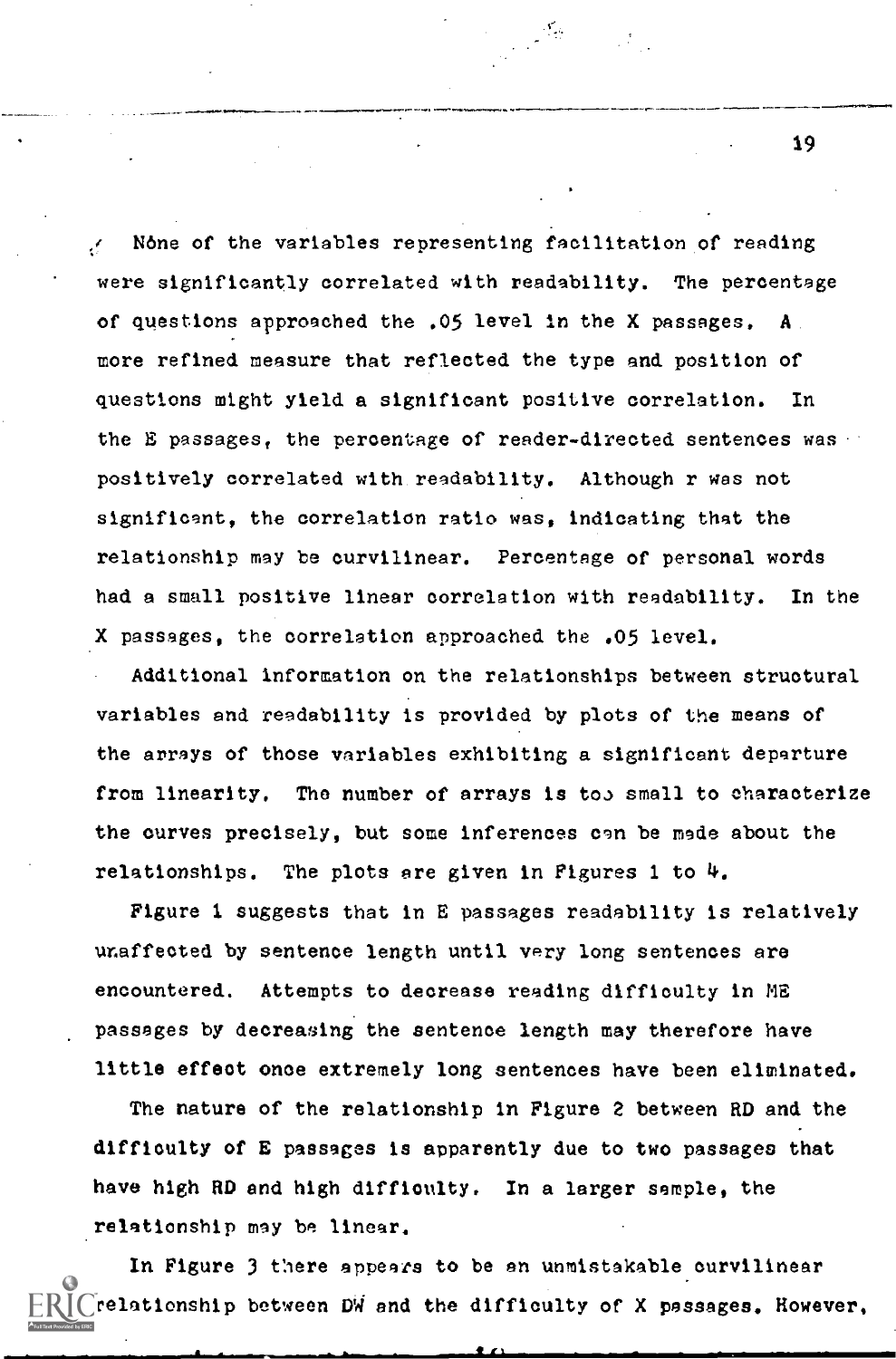None of the variables representing facilitation of reading were significantly correlated with readability. The percentage of questions approached the .05 level in the X passages. A more refined measure that reflected the type and position of questions might yield a significant positive correlation. In the E passages, the percentage of reader-directed sentences was positively correlated with readability. Although r was not significant, the correlation ratio was, indicating that the relationship may be curvilinear. Percentage of personal words had a small positive linear correlation with readability. In the X passages, the correlation approached the .05 level.

Additional information on the relationships between structural variables and readability is provided by plots of the means of the arrays of those variables exhibiting a significant departure from linearity. The number of arrays is too small to characterize the curves precisely, but some inferences can be made about the relationships. The plots are given in Figures 1 to 4.

Figure 1 suggests that in E passages readability is relatively unaffected by sentence length until very long sentences are encountered. Attempts to decrease reading difficulty in ME passages by decreasing the sentence length may therefore have little effect once extremely long sentences have been eliminated.

The nature of the relationship in Figure 2 between RD and the difficulty of E passages is apparently due to two passages that have high RD and high difficulty. In a larger sample, the relationship may be linear.

In Figure 3 there appears to be an unmistakable curvilinear relationship between DW and the difficulty of X passages. However,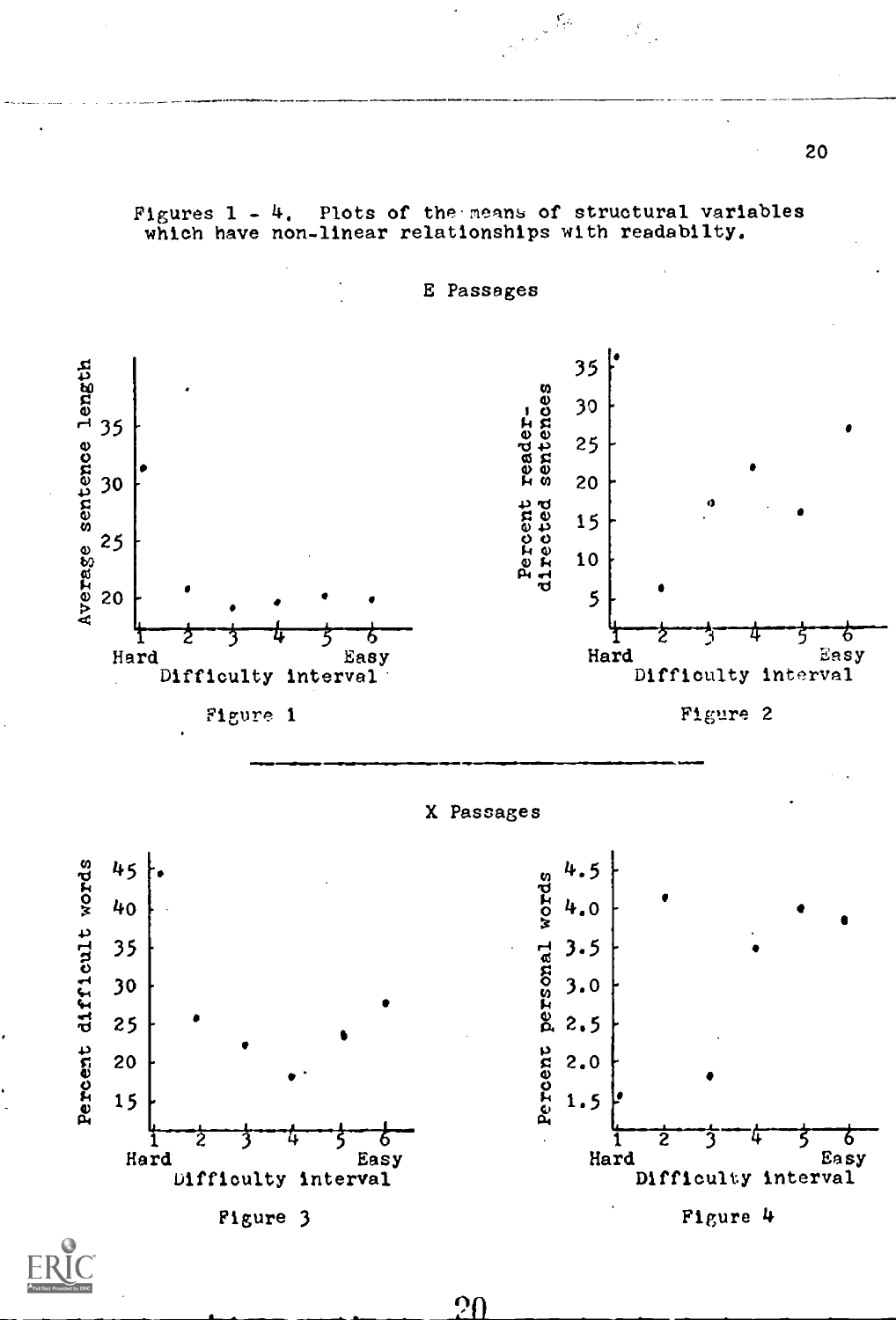Figures 1 - 4. Plots of the means of structural variables which have non-linear relationships with readability.

E Passages

Figure 1

Figure 2

X Passages

Figure 3

Figure 4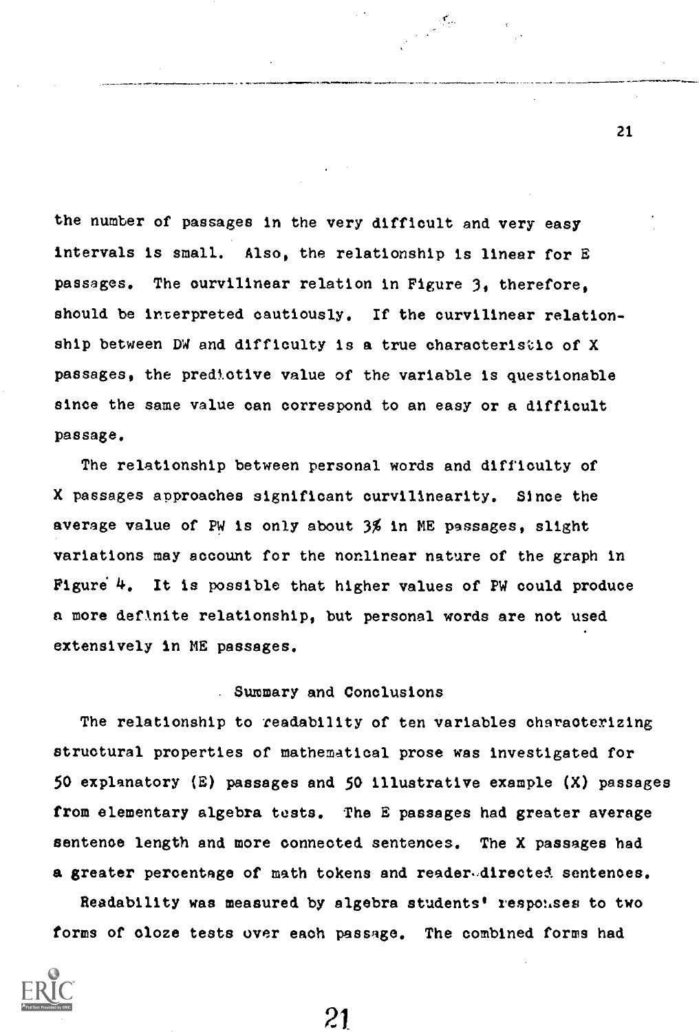the number of passages in the very difficult and very easy intervals is small. Also, the relationship is linear for E passages. The curvilinear relation in Figure 3, therefore, should be interpreted cautiously. If the curvilinear relationship between DW and difficulty is a true characteristic of X passages, the predictive value of the variable is questionable since the same value can correspond to an easy or a difficult passage.

The relationship between personal words and difficulty of X passages approaches significant curvilinearity. Since the average value of PW is only about 3% in ME passages, slight variations may account for the nonlinear nature of the graph in Figure 4. It is possible that higher values of PW could produce a more definite relationship, but personal words are not used extensively in ME passages.

## Summary and Conclusions

The relationship to readability of ten variables characterizing structural properties of mathematical prose was investigated for 50 explanatory (E) passages and 50 illustrative example (X) passages from elementary algebra tests. The E passages had greater average sentence length and more connected sentences. The X passages had a greater percentage of math tokens and reader-directed sentences.

Readability was measured by algebra students' responses to two forms of cloze tests over each passage. The combined forms had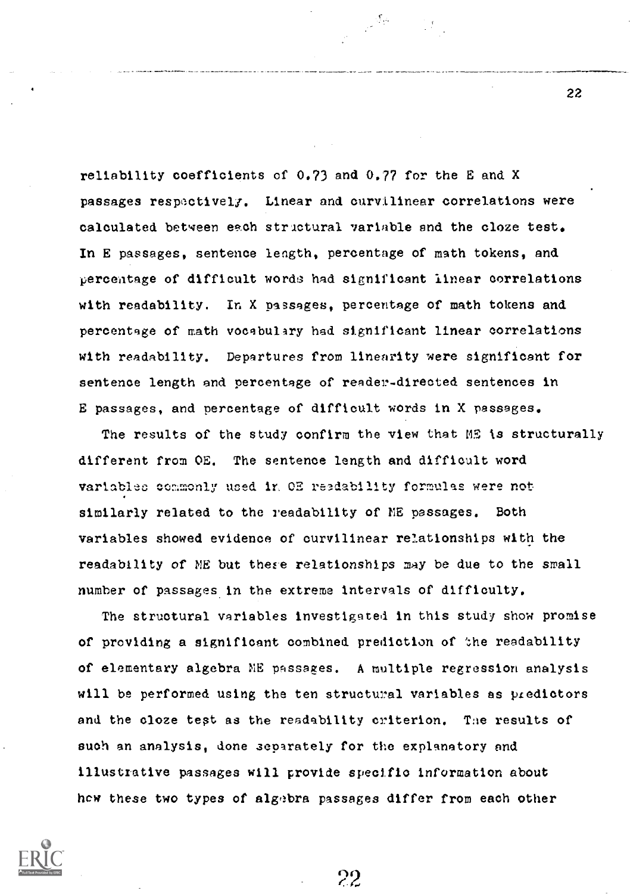reliability coefficients of 0.73 and 0.77 for the E and X passages respectively. Linear and curvilinear correlations were calculated between each structural variable and the cloze test. In E passages, sentence length, percentage of math tokens, and percentage of difficult words had significant linear correlations with readability. In X passages, percentage of math tokens and percentage of math vocabulary had significant linear correlations with readability. Departures from linearity were significant for sentence length and percentage of reader-directed sentences in E passages, and percentage of difficult words in X passages.

The results of the study confirm the view that ME is structurally different from OE. The sentence length and difficult word variables commonly used in OE readability formulas were not similarly related to the readability of ME passages. Both variables showed evidence of curvilinear relationships with the readability of ME but these relationships may be due to the small number of passages in the extreme intervals of difficulty.

The structural variables investigated in this study show promise of providing a significant combined prediction of the readability of elementary algebra ME passages. A multiple regression analysis will be performed using the ten structural variables as predictors and the cloze test as the readability criterion. The results of such an analysis, done separately for the explanatory and illustrative passages will provide specific information about how these two types of algebra passages differ from each other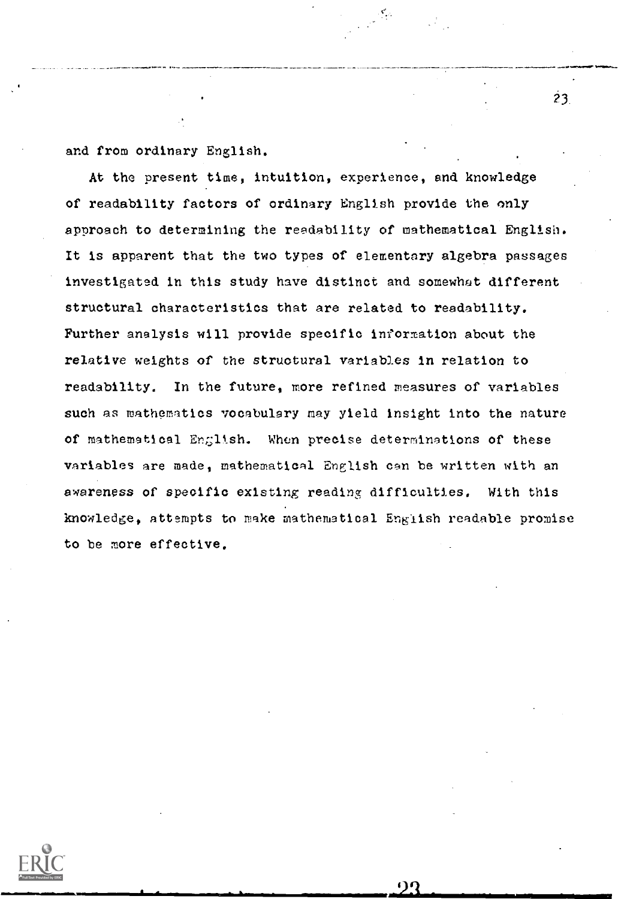and from ordinary English.

At the present time, intuition, experience, and knowledge of readability factors of ordinary English provide the only approach to determining the readability of mathematical English. It is apparent that the two types of elementary algebra passages investigated in this study have distinct and somewhat different structural characteristics that are related to readability. Further analysis will provide specific information about the relative weights of the structural variables in relation to readability. In the future, more refined measures of variables such as mathematics vocabulary may yield insight into the nature of mathematical English. When precise determinations of these variables are made, mathematical English can be written with an awareness of specific existing reading difficulties. With this knowledge, attempts to make mathematical English readable promise to be more effective.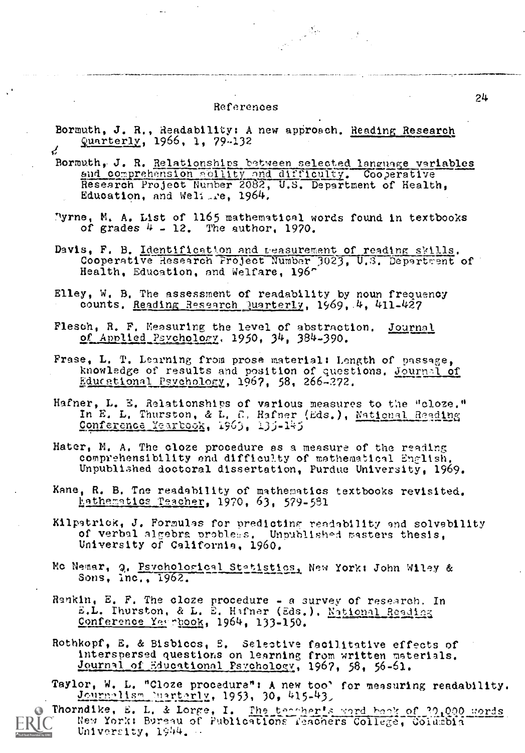## References

Bormuth, J. R., Readability: A new approach. Reading Research Quarterly, 1966, 1, 79-132

Bormuth, J. R. Relationships between selected language variables and comprehension ability and difficulty. Cooperative Research Project Number 2082, U.S. Department of Health, Education, and Welfare, 1964.

Byrne, M. A. List of 1165 mathematical words found in textbooks of grades 4 - 12. The author, 1970.

Davis, F. B. Identification and measurement of reading skills. Cooperative Research Project Number 3023, U.S. Department of Health, Education, and Welfare, 196~

Elley, W. B. The assessment of readability by noun frequency counts. Reading Research Quarterly, 1969, 4, 411-427

Flesch, R. F. Measuring the level of abstraction. Journal of Applied Psychology, 1950, 34, 384-390.

Frase, L. T. Learning from prose material: Length of passage, knowledge of results and position of questions. Journal of Educational Psychology, 1967, 58, 266-272.

Hafner, L. E. Relationships of various measures to the "cloze." In E. L. Thurston, & L. E. Hafner (Eds.), National Reading Conference Yearbook, 1965, 135-145

Hater, M. A. The cloze procedure as a measure of the reading comprehensibility and difficulty of mathematical English. Unpublished doctoral dissertation, Purdue University, 1969.

Kane, R. B. The readability of mathematics textbooks revisited. Mathematics Teacher, 1970, 63, 579-581

Kilpatrick, J. Formulas for predicting readability and solvability of verbal algebra problems. Unpublished masters thesis, University of California, 1960.

Mc Nemar, Q. Psychological Statistics, New York: John Wiley & Sons, Inc., 1962.

Rankin, E. F. The cloze procedure - a survey of research. In E.L. Thurston, & L. E. Hafner (Eds.), National Reading Conference Yearbook, 1964, 133-150.

Rothkopf, E. & Bisbicos, E. Selective facilitative effects of interspersed questions on learning from written materials. Journal of Educational Psychology, 1967, 58, 56-61.

Taylor, W. L. "Cloze procedure": A new tool for measuring readability. Journalism Quarterly, 1953, 30, 415-433

Thorndike, E. L. & Lorge, I. The teacher's word book of 30,000 words New York: Bureau of Publications Teachers College, Columbia University, 1944.